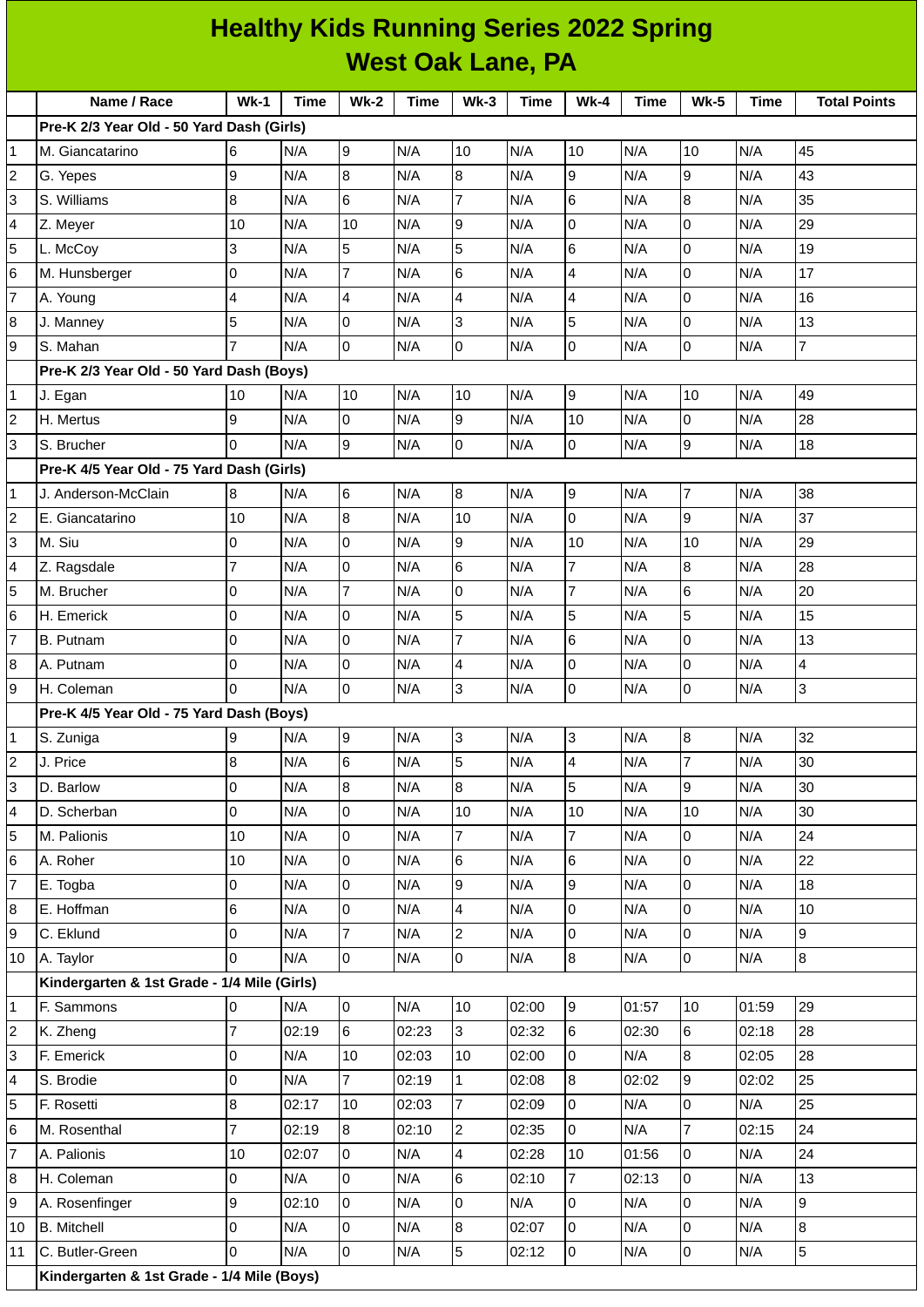# Healthy Kids Running Series 2022 Spring
## West Oak Lane, PA

| | Name / Race | Wk-1 | Time | Wk-2 | Time | Wk-3 | Time | Wk-4 | Time | Wk-5 | Time | Total Points |
|---|---|---|---|---|---|---|---|---|---|---|---|---|
| | **Pre-K 2/3 Year Old - 50 Yard Dash (Girls)** | | | | | | | | | | | |
| 1 | M. Giancatarino | 6 | N/A | 9 | N/A | 10 | N/A | 10 | N/A | 10 | N/A | 45 |
| 2 | G. Yepes | 9 | N/A | 8 | N/A | 8 | N/A | 9 | N/A | 9 | N/A | 43 |
| 3 | S. Williams | 8 | N/A | 6 | N/A | 7 | N/A | 6 | N/A | 8 | N/A | 35 |
| 4 | Z. Meyer | 10 | N/A | 10 | N/A | 9 | N/A | 0 | N/A | 0 | N/A | 29 |
| 5 | L. McCoy | 3 | N/A | 5 | N/A | 5 | N/A | 6 | N/A | 0 | N/A | 19 |
| 6 | M. Hunsberger | 0 | N/A | 7 | N/A | 6 | N/A | 4 | N/A | 0 | N/A | 17 |
| 7 | A. Young | 4 | N/A | 4 | N/A | 4 | N/A | 4 | N/A | 0 | N/A | 16 |
| 8 | J. Manney | 5 | N/A | 0 | N/A | 3 | N/A | 5 | N/A | 0 | N/A | 13 |
| 9 | S. Mahan | 7 | N/A | 0 | N/A | 0 | N/A | 0 | N/A | 0 | N/A | 7 |
| | **Pre-K 2/3 Year Old - 50 Yard Dash (Boys)** | | | | | | | | | | | |
| 1 | J. Egan | 10 | N/A | 10 | N/A | 10 | N/A | 9 | N/A | 10 | N/A | 49 |
| 2 | H. Mertus | 9 | N/A | 0 | N/A | 9 | N/A | 10 | N/A | 0 | N/A | 28 |
| 3 | S. Brucher | 0 | N/A | 9 | N/A | 0 | N/A | 0 | N/A | 9 | N/A | 18 |
| | **Pre-K 4/5 Year Old - 75 Yard Dash (Girls)** | | | | | | | | | | | |
| 1 | J. Anderson-McClain | 8 | N/A | 6 | N/A | 8 | N/A | 9 | N/A | 7 | N/A | 38 |
| 2 | E. Giancatarino | 10 | N/A | 8 | N/A | 10 | N/A | 0 | N/A | 9 | N/A | 37 |
| 3 | M. Siu | 0 | N/A | 0 | N/A | 9 | N/A | 10 | N/A | 10 | N/A | 29 |
| 4 | Z. Ragsdale | 7 | N/A | 0 | N/A | 6 | N/A | 7 | N/A | 8 | N/A | 28 |
| 5 | M. Brucher | 0 | N/A | 7 | N/A | 0 | N/A | 7 | N/A | 6 | N/A | 20 |
| 6 | H. Emerick | 0 | N/A | 0 | N/A | 5 | N/A | 5 | N/A | 5 | N/A | 15 |
| 7 | B. Putnam | 0 | N/A | 0 | N/A | 7 | N/A | 6 | N/A | 0 | N/A | 13 |
| 8 | A. Putnam | 0 | N/A | 0 | N/A | 4 | N/A | 0 | N/A | 0 | N/A | 4 |
| 9 | H. Coleman | 0 | N/A | 0 | N/A | 3 | N/A | 0 | N/A | 0 | N/A | 3 |
| | **Pre-K 4/5 Year Old - 75 Yard Dash (Boys)** | | | | | | | | | | | |
| 1 | S. Zuniga | 9 | N/A | 9 | N/A | 3 | N/A | 3 | N/A | 8 | N/A | 32 |
| 2 | J. Price | 8 | N/A | 6 | N/A | 5 | N/A | 4 | N/A | 7 | N/A | 30 |
| 3 | D. Barlow | 0 | N/A | 8 | N/A | 8 | N/A | 5 | N/A | 9 | N/A | 30 |
| 4 | D. Scherban | 0 | N/A | 0 | N/A | 10 | N/A | 10 | N/A | 10 | N/A | 30 |
| 5 | M. Palionis | 10 | N/A | 0 | N/A | 7 | N/A | 7 | N/A | 0 | N/A | 24 |
| 6 | A. Roher | 10 | N/A | 0 | N/A | 6 | N/A | 6 | N/A | 0 | N/A | 22 |
| 7 | E. Togba | 0 | N/A | 0 | N/A | 9 | N/A | 9 | N/A | 0 | N/A | 18 |
| 8 | E. Hoffman | 6 | N/A | 0 | N/A | 4 | N/A | 0 | N/A | 0 | N/A | 10 |
| 9 | C. Eklund | 0 | N/A | 7 | N/A | 2 | N/A | 0 | N/A | 0 | N/A | 9 |
| 10 | A. Taylor | 0 | N/A | 0 | N/A | 0 | N/A | 8 | N/A | 0 | N/A | 8 |
| | **Kindergarten & 1st Grade - 1/4 Mile (Girls)** | | | | | | | | | | | |
| 1 | F. Sammons | 0 | N/A | 0 | N/A | 10 | 02:00 | 9 | 01:57 | 10 | 01:59 | 29 |
| 2 | K. Zheng | 7 | 02:19 | 6 | 02:23 | 3 | 02:32 | 6 | 02:30 | 6 | 02:18 | 28 |
| 3 | F. Emerick | 0 | N/A | 10 | 02:03 | 10 | 02:00 | 0 | N/A | 8 | 02:05 | 28 |
| 4 | S. Brodie | 0 | N/A | 7 | 02:19 | 1 | 02:08 | 8 | 02:02 | 9 | 02:02 | 25 |
| 5 | F. Rosetti | 8 | 02:17 | 10 | 02:03 | 7 | 02:09 | 0 | N/A | 0 | N/A | 25 |
| 6 | M. Rosenthal | 7 | 02:19 | 8 | 02:10 | 2 | 02:35 | 0 | N/A | 7 | 02:15 | 24 |
| 7 | A. Palionis | 10 | 02:07 | 0 | N/A | 4 | 02:28 | 10 | 01:56 | 0 | N/A | 24 |
| 8 | H. Coleman | 0 | N/A | 0 | N/A | 6 | 02:10 | 7 | 02:13 | 0 | N/A | 13 |
| 9 | A. Rosenfinger | 9 | 02:10 | 0 | N/A | 0 | N/A | 0 | N/A | 0 | N/A | 9 |
| 10 | B. Mitchell | 0 | N/A | 0 | N/A | 8 | 02:07 | 0 | N/A | 0 | N/A | 8 |
| 11 | C. Butler-Green | 0 | N/A | 0 | N/A | 5 | 02:12 | 0 | N/A | 0 | N/A | 5 |
| | **Kindergarten & 1st Grade - 1/4 Mile (Boys)** | | | | | | | | | | | |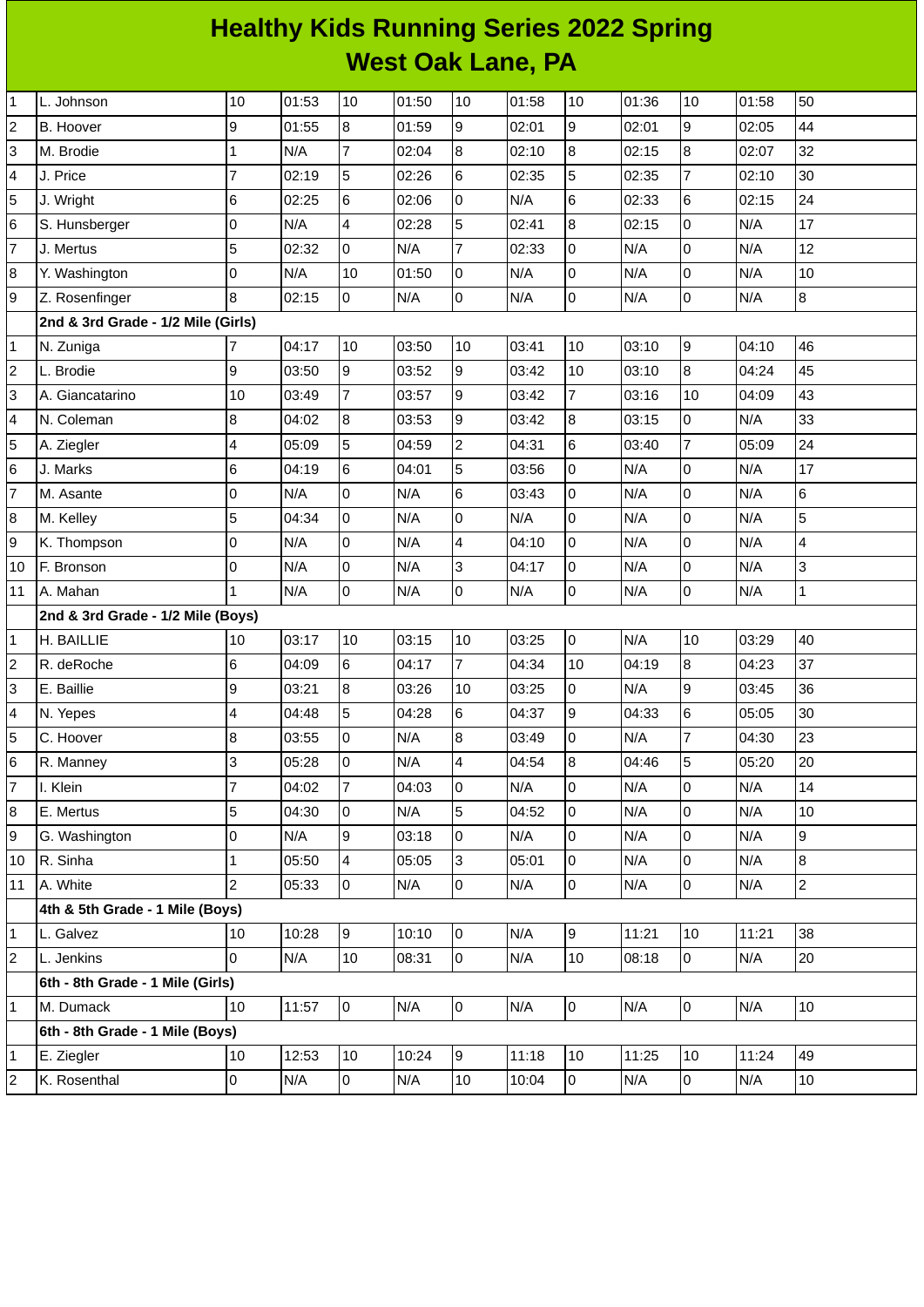# Healthy Kids Running Series 2022 Spring
## West Oak Lane, PA

| | | | | | | | | | | | | |
|---|---|---|---|---|---|---|---|---|---|---|---|---|
| 1 | L. Johnson | 10 | 01:53 | 10 | 01:50 | 10 | 01:58 | 10 | 01:36 | 10 | 01:58 | 50 |
| 2 | B. Hoover | 9 | 01:55 | 8 | 01:59 | 9 | 02:01 | 9 | 02:01 | 9 | 02:05 | 44 |
| 3 | M. Brodie | 1 | N/A | 7 | 02:04 | 8 | 02:10 | 8 | 02:15 | 8 | 02:07 | 32 |
| 4 | J. Price | 7 | 02:19 | 5 | 02:26 | 6 | 02:35 | 5 | 02:35 | 7 | 02:10 | 30 |
| 5 | J. Wright | 6 | 02:25 | 6 | 02:06 | 0 | N/A | 6 | 02:33 | 6 | 02:15 | 24 |
| 6 | S. Hunsberger | 0 | N/A | 4 | 02:28 | 5 | 02:41 | 8 | 02:15 | 0 | N/A | 17 |
| 7 | J. Mertus | 5 | 02:32 | 0 | N/A | 7 | 02:33 | 0 | N/A | 0 | N/A | 12 |
| 8 | Y. Washington | 0 | N/A | 10 | 01:50 | 0 | N/A | 0 | N/A | 0 | N/A | 10 |
| 9 | Z. Rosenfinger | 8 | 02:15 | 0 | N/A | 0 | N/A | 0 | N/A | 0 | N/A | 8 |
| | **2nd & 3rd Grade - 1/2 Mile (Girls)** | | | | | | | | | | | |
| 1 | N. Zuniga | 7 | 04:17 | 10 | 03:50 | 10 | 03:41 | 10 | 03:10 | 9 | 04:10 | 46 |
| 2 | L. Brodie | 9 | 03:50 | 9 | 03:52 | 9 | 03:42 | 10 | 03:10 | 8 | 04:24 | 45 |
| 3 | A. Giancatarino | 10 | 03:49 | 7 | 03:57 | 9 | 03:42 | 7 | 03:16 | 10 | 04:09 | 43 |
| 4 | N. Coleman | 8 | 04:02 | 8 | 03:53 | 9 | 03:42 | 8 | 03:15 | 0 | N/A | 33 |
| 5 | A. Ziegler | 4 | 05:09 | 5 | 04:59 | 2 | 04:31 | 6 | 03:40 | 7 | 05:09 | 24 |
| 6 | J. Marks | 6 | 04:19 | 6 | 04:01 | 5 | 03:56 | 0 | N/A | 0 | N/A | 17 |
| 7 | M. Asante | 0 | N/A | 0 | N/A | 6 | 03:43 | 0 | N/A | 0 | N/A | 6 |
| 8 | M. Kelley | 5 | 04:34 | 0 | N/A | 0 | N/A | 0 | N/A | 0 | N/A | 5 |
| 9 | K. Thompson | 0 | N/A | 0 | N/A | 4 | 04:10 | 0 | N/A | 0 | N/A | 4 |
| 10 | F. Bronson | 0 | N/A | 0 | N/A | 3 | 04:17 | 0 | N/A | 0 | N/A | 3 |
| 11 | A. Mahan | 1 | N/A | 0 | N/A | 0 | N/A | 0 | N/A | 0 | N/A | 1 |
| | **2nd & 3rd Grade - 1/2 Mile (Boys)** | | | | | | | | | | | |
| 1 | H. BAILLIE | 10 | 03:17 | 10 | 03:15 | 10 | 03:25 | 0 | N/A | 10 | 03:29 | 40 |
| 2 | R. deRoche | 6 | 04:09 | 6 | 04:17 | 7 | 04:34 | 10 | 04:19 | 8 | 04:23 | 37 |
| 3 | E. Baillie | 9 | 03:21 | 8 | 03:26 | 10 | 03:25 | 0 | N/A | 9 | 03:45 | 36 |
| 4 | N. Yepes | 4 | 04:48 | 5 | 04:28 | 6 | 04:37 | 9 | 04:33 | 6 | 05:05 | 30 |
| 5 | C. Hoover | 8 | 03:55 | 0 | N/A | 8 | 03:49 | 0 | N/A | 7 | 04:30 | 23 |
| 6 | R. Manney | 3 | 05:28 | 0 | N/A | 4 | 04:54 | 8 | 04:46 | 5 | 05:20 | 20 |
| 7 | I. Klein | 7 | 04:02 | 7 | 04:03 | 0 | N/A | 0 | N/A | 0 | N/A | 14 |
| 8 | E. Mertus | 5 | 04:30 | 0 | N/A | 5 | 04:52 | 0 | N/A | 0 | N/A | 10 |
| 9 | G. Washington | 0 | N/A | 9 | 03:18 | 0 | N/A | 0 | N/A | 0 | N/A | 9 |
| 10 | R. Sinha | 1 | 05:50 | 4 | 05:05 | 3 | 05:01 | 0 | N/A | 0 | N/A | 8 |
| 11 | A. White | 2 | 05:33 | 0 | N/A | 0 | N/A | 0 | N/A | 0 | N/A | 2 |
| | **4th & 5th Grade - 1 Mile (Boys)** | | | | | | | | | | | |
| 1 | L. Galvez | 10 | 10:28 | 9 | 10:10 | 0 | N/A | 9 | 11:21 | 10 | 11:21 | 38 |
| 2 | L. Jenkins | 0 | N/A | 10 | 08:31 | 0 | N/A | 10 | 08:18 | 0 | N/A | 20 |
| | **6th - 8th Grade - 1 Mile (Girls)** | | | | | | | | | | | |
| 1 | M. Dumack | 10 | 11:57 | 0 | N/A | 0 | N/A | 0 | N/A | 0 | N/A | 10 |
| | **6th - 8th Grade - 1 Mile (Boys)** | | | | | | | | | | | |
| 1 | E. Ziegler | 10 | 12:53 | 10 | 10:24 | 9 | 11:18 | 10 | 11:25 | 10 | 11:24 | 49 |
| 2 | K. Rosenthal | 0 | N/A | 0 | N/A | 10 | 10:04 | 0 | N/A | 0 | N/A | 10 |